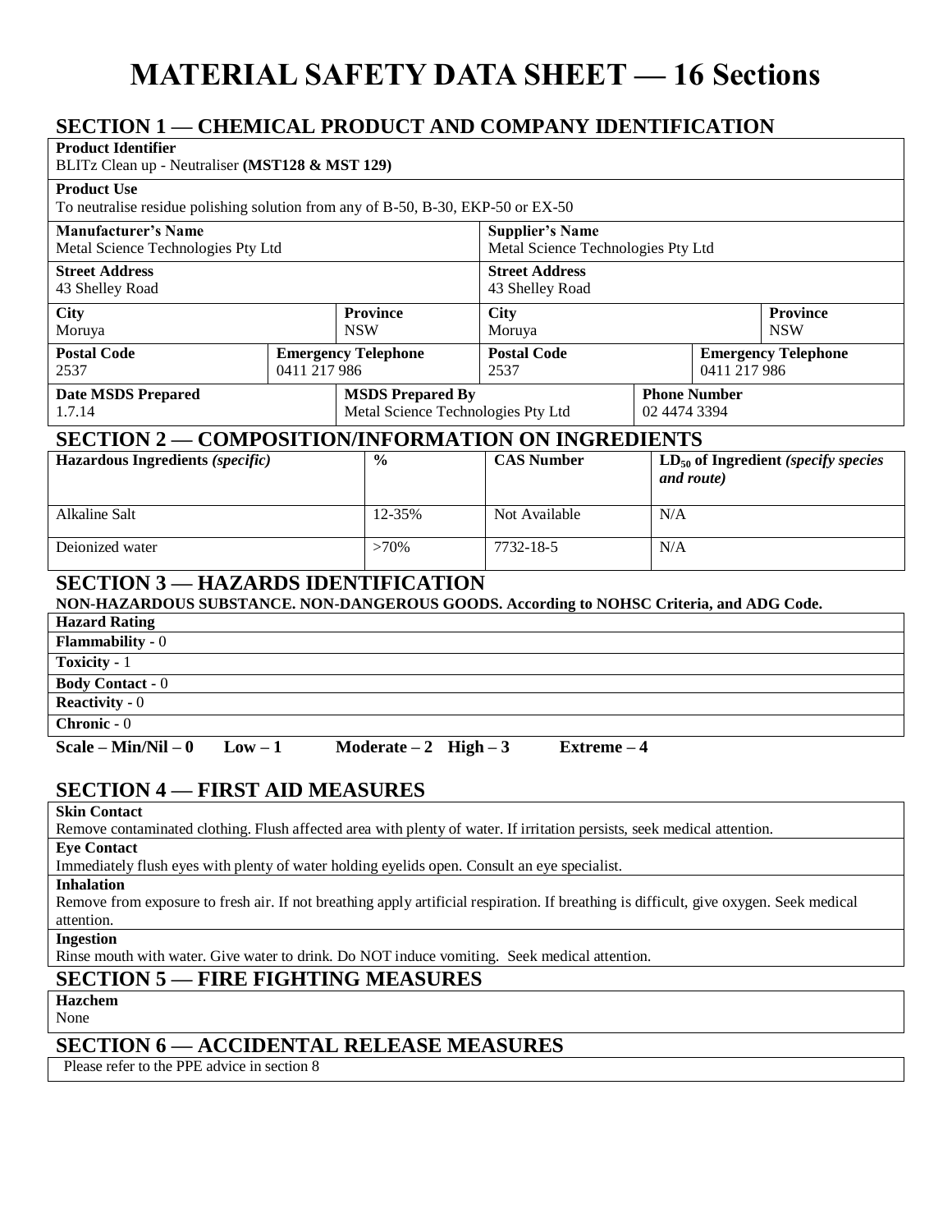# MATERIAL SAFETY DATA SHEET — 16 Sections

## SECTION 1 — CHEMICAL PRODUCT AND COMPANY IDENTIFICATION

**Product Identifier**
BLITz Clean up - Neutraliser **(MST128 & MST 129)**

**Product Use**
To neutralise residue polishing solution from any of B-50, B-30, EKP-50 or EX-50

| **Manufacturer's Name** | | | **Supplier's Name** | | |
|---|---|---|---|---|---|
| Metal Science Technologies Pty Ltd | | | Metal Science Technologies Pty Ltd | | |
| **Street Address** | | | **Street Address** | | |
| 43 Shelley Road | | | 43 Shelley Road | | |
| **City** Moruya | | **Province** NSW | **City** Moruya | | **Province** NSW |
| **Postal Code** 2537 | **Emergency Telephone** 0411 217 986 | | **Postal Code** 2537 | **Emergency Telephone** 0411 217 986 | |
| **Date MSDS Prepared** 1.7.14 | | **MSDS Prepared By** Metal Science Technologies Pty Ltd | | **Phone Number** 02 4474 3394 | |

## SECTION 2 — COMPOSITION/INFORMATION ON INGREDIENTS

| **Hazardous Ingredients** *(specific)* | **%** | **CAS Number** | **$LD_{50}$ of Ingredient** *(specify species and route)* |
|---|---|---|---|
| Alkaline Salt | 12-35% | Not Available | N/A |
| Deionized water | >70% | 7732-18-5 | N/A |

## SECTION 3 — HAZARDS IDENTIFICATION

**NON-HAZARDOUS SUBSTANCE. NON-DANGEROUS GOODS. According to NOHSC Criteria, and ADG Code.**

| **Hazard Rating** |
|---|
| **Flammability** - 0 |
| **Toxicity** - 1 |
| **Body Contact** - 0 |
| **Reactivity** - 0 |
| **Chronic** - 0 |

**Scale – Min/Nil – 0 Low – 1 Moderate – 2 High – 3 Extreme – 4**

## SECTION 4 — FIRST AID MEASURES

**Skin Contact**
Remove contaminated clothing. Flush affected area with plenty of water. If irritation persists, seek medical attention.

**Eye Contact**
Immediately flush eyes with plenty of water holding eyelids open. Consult an eye specialist.

**Inhalation**
Remove from exposure to fresh air. If not breathing apply artificial respiration. If breathing is difficult, give oxygen. Seek medical attention.

**Ingestion**
Rinse mouth with water. Give water to drink. Do NOT induce vomiting. Seek medical attention.

## SECTION 5 — FIRE FIGHTING MEASURES

**Hazchem**
None

## SECTION 6 — ACCIDENTAL RELEASE MEASURES

Please refer to the PPE advice in section 8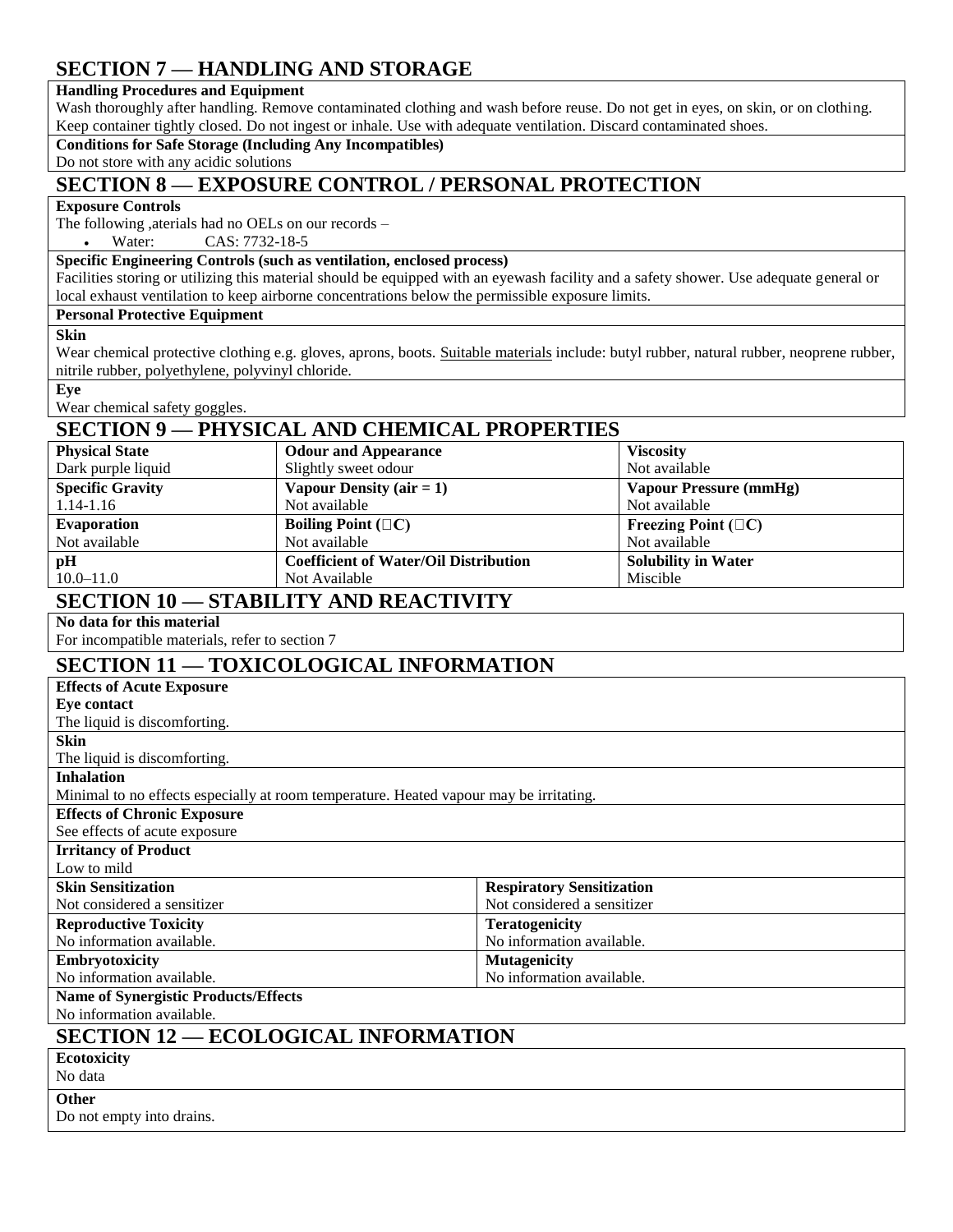## SECTION 7 — HANDLING AND STORAGE

**Handling Procedures and Equipment**

Wash thoroughly after handling. Remove contaminated clothing and wash before reuse. Do not get in eyes, on skin, or on clothing. Keep container tightly closed. Do not ingest or inhale. Use with adequate ventilation. Discard contaminated shoes.

**Conditions for Safe Storage (Including Any Incompatibles)**

Do not store with any acidic solutions

## SECTION 8 — EXPOSURE CONTROL / PERSONAL PROTECTION

**Exposure Controls**

The following ,aterials had no OELs on our records –

- Water: CAS: 7732-18-5

**Specific Engineering Controls (such as ventilation, enclosed process)**

Facilities storing or utilizing this material should be equipped with an eyewash facility and a safety shower. Use adequate general or local exhaust ventilation to keep airborne concentrations below the permissible exposure limits.

**Personal Protective Equipment**

**Skin**

Wear chemical protective clothing e.g. gloves, aprons, boots. Suitable materials include: butyl rubber, natural rubber, neoprene rubber, nitrile rubber, polyethylene, polyvinyl chloride.

**Eye**

Wear chemical safety goggles.

## SECTION 9 — PHYSICAL AND CHEMICAL PROPERTIES

| **Physical State** | **Odour and Appearance** | **Viscosity** |
|---|---|---|
| Dark purple liquid | Slightly sweet odour | Not available |
| **Specific Gravity** | **Vapour Density (air = 1)** | **Vapour Pressure (mmHg)** |
| 1.14-1.16 | Not available | Not available |
| **Evaporation** | **Boiling Point (□C)** | **Freezing Point (□C)** |
| Not available | Not available | Not available |
| **pH** | **Coefficient of Water/Oil Distribution** | **Solubility in Water** |
| 10.0–11.0 | Not Available | Miscible |

## SECTION 10 — STABILITY AND REACTIVITY

**No data for this material**

For incompatible materials, refer to section 7

## SECTION 11 — TOXICOLOGICAL INFORMATION

**Effects of Acute Exposure**

**Eye contact**

The liquid is discomforting.

**Skin**

The liquid is discomforting.

**Inhalation**

Minimal to no effects especially at room temperature. Heated vapour may be irritating.

**Effects of Chronic Exposure**

See effects of acute exposure

**Irritancy of Product**

Low to mild

| **Skin Sensitization** | **Respiratory Sensitization** |
|---|---|
| Not considered a sensitizer | Not considered a sensitizer |
| **Reproductive Toxicity** | **Teratogenicity** |
| No information available. | No information available. |
| **Embryotoxicity** | **Mutagenicity** |
| No information available. | No information available. |

**Name of Synergistic Products/Effects**

No information available.

## SECTION 12 — ECOLOGICAL INFORMATION

**Ecotoxicity**

No data

**Other**

Do not empty into drains.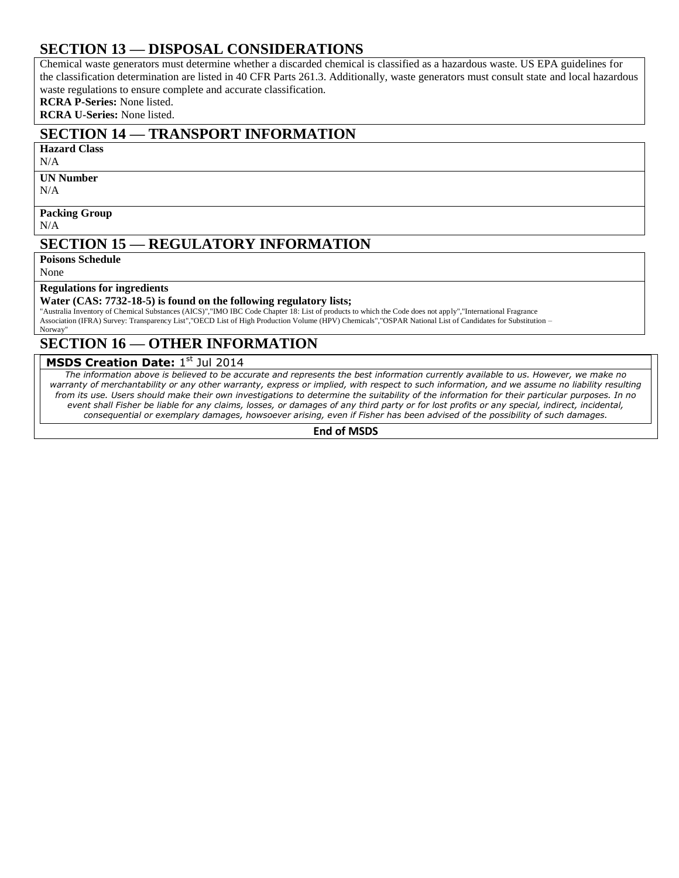## SECTION 13 — DISPOSAL CONSIDERATIONS

Chemical waste generators must determine whether a discarded chemical is classified as a hazardous waste. US EPA guidelines for the classification determination are listed in 40 CFR Parts 261.3. Additionally, waste generators must consult state and local hazardous waste regulations to ensure complete and accurate classification.

**RCRA P-Series:** None listed.

**RCRA U-Series:** None listed.

## SECTION 14 — TRANSPORT INFORMATION

**Hazard Class**

N/A

**UN Number**

N/A

**Packing Group**

N/A

## SECTION 15 — REGULATORY INFORMATION

**Poisons Schedule**

None

**Regulations for ingredients**

**Water (CAS: 7732-18-5) is found on the following regulatory lists;**

"Australia Inventory of Chemical Substances (AICS)","IMO IBC Code Chapter 18: List of products to which the Code does not apply","International Fragrance Association (IFRA) Survey: Transparency List","OECD List of High Production Volume (HPV) Chemicals","OSPAR National List of Candidates for Substitution – Norway"

## SECTION 16 — OTHER INFORMATION

**MSDS Creation Date:** 1st Jul 2014

*The information above is believed to be accurate and represents the best information currently available to us. However, we make no warranty of merchantability or any other warranty, express or implied, with respect to such information, and we assume no liability resulting from its use. Users should make their own investigations to determine the suitability of the information for their particular purposes. In no event shall Fisher be liable for any claims, losses, or damages of any third party or for lost profits or any special, indirect, incidental, consequential or exemplary damages, howsoever arising, even if Fisher has been advised of the possibility of such damages.*

**End of MSDS**